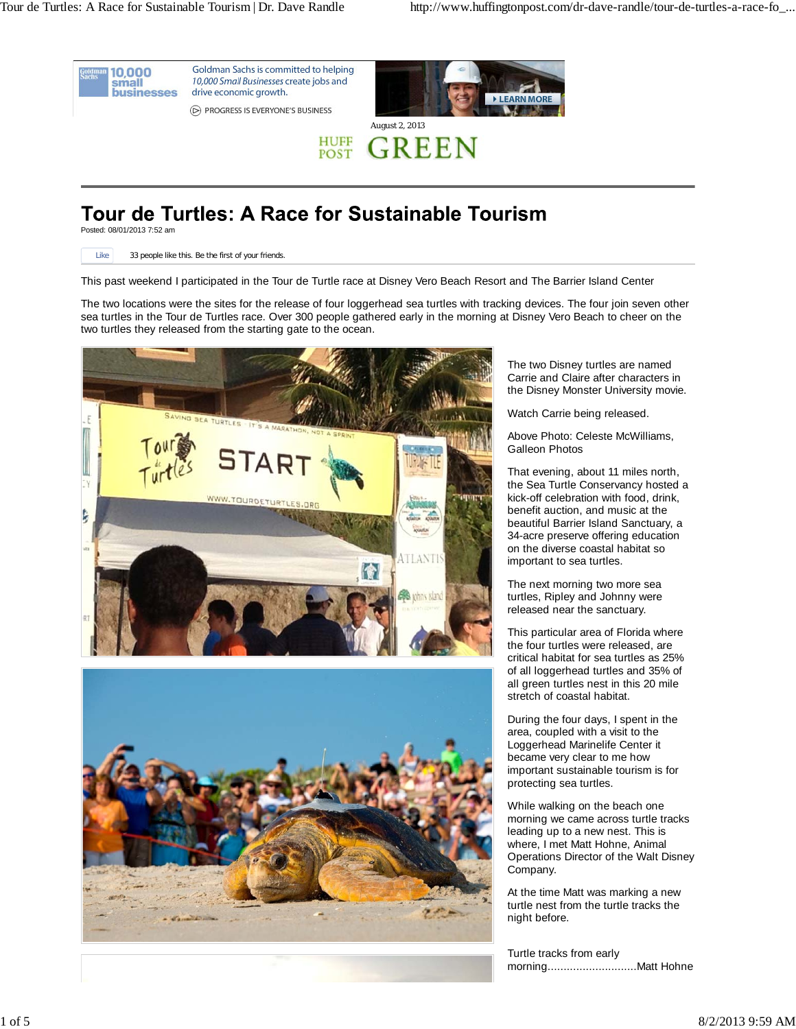August 2, 2013

HUFF POST GREEN

# Tour de Turtles: A Race for Sustainable Tourism

Posted: 08/01/2013 7:52 am

This past weekend I participated in the Tour de Turtle race at Disney Vero Beach Resort and The Barrier Island Center

The two locations were the sites for the release of four loggerhead sea turtles with tracking devices. The four join seven other sea turtles in the Tour de Turtles race. Over 300 people gathered early in the morning at Disney Vero Beach to cheer on the two turtles they released from the starting gate to the ocean.

The two Disney turtles are named Carrie and Claire after characters in the Disney Monster University movie.

Watch Carrie being released.

Above Photo: Celeste McWilliams, Galleon Photos

That evening, about 11 miles north, the Sea Turtle Conservancy hosted a kick-off celebration with food, drink, benefit auction, and music at the beautiful Barrier Island Sanctuary, a 34-acre preserve offering education on the diverse coastal habitat so important to sea turtles.

The next morning two more sea turtles, Ripley and Johnny were released near the sanctuary.

This particular area of Florida where the four turtles were released, are critical habitat for sea turtles as 25% of all loggerhead turtles and 35% of all green turtles nest in this 20 mile stretch of coastal habitat.

During the four days, I spent in the area, coupled with a visit to the Loggerhead Marinelife Center it became very clear to me how important sustainable tourism is for protecting sea turtles.

While walking on the beach one morning we came across turtle tracks leading up to a new nest. This is where, I met Matt Hohne, Animal Operations Director of the Walt Disney Company.

At the time Matt was marking a new turtle nest from the turtle tracks the night before.

Turtle tracks from early morning............................Matt Hohne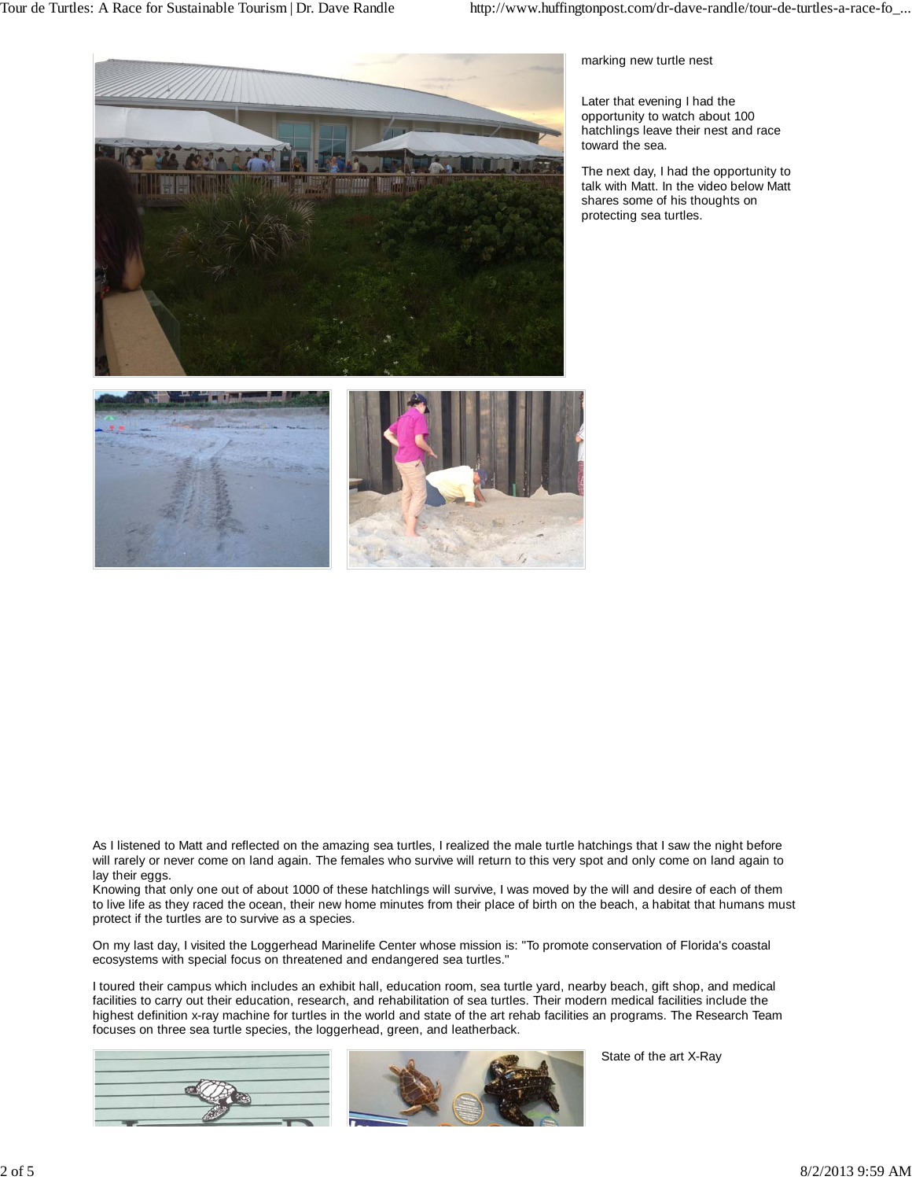marking new turtle nest

Later that evening I had the opportunity to watch about 100 hatchlings leave their nest and race toward the sea.

The next day, I had the opportunity to talk with Matt. In the video below Matt shares some of his thoughts on protecting sea turtles.

As I listened to Matt and reflected on the amazing sea turtles, I realized the male turtle hatchings that I saw the night before will rarely or never come on land again. The females who survive will return to this very spot and only come on land again to lay their eggs.
Knowing that only one out of about 1000 of these hatchlings will survive, I was moved by the will and desire of each of them to live life as they raced the ocean, their new home minutes from their place of birth on the beach, a habitat that humans must protect if the turtles are to survive as a species.

On my last day, I visited the Loggerhead Marinelife Center whose mission is: "To promote conservation of Florida's coastal ecosystems with special focus on threatened and endangered sea turtles."

I toured their campus which includes an exhibit hall, education room, sea turtle yard, nearby beach, gift shop, and medical facilities to carry out their education, research, and rehabilitation of sea turtles. Their modern medical facilities include the highest definition x-ray machine for turtles in the world and state of the art rehab facilities an programs. The Research Team focuses on three sea turtle species, the loggerhead, green, and leatherback.

State of the art X-Ray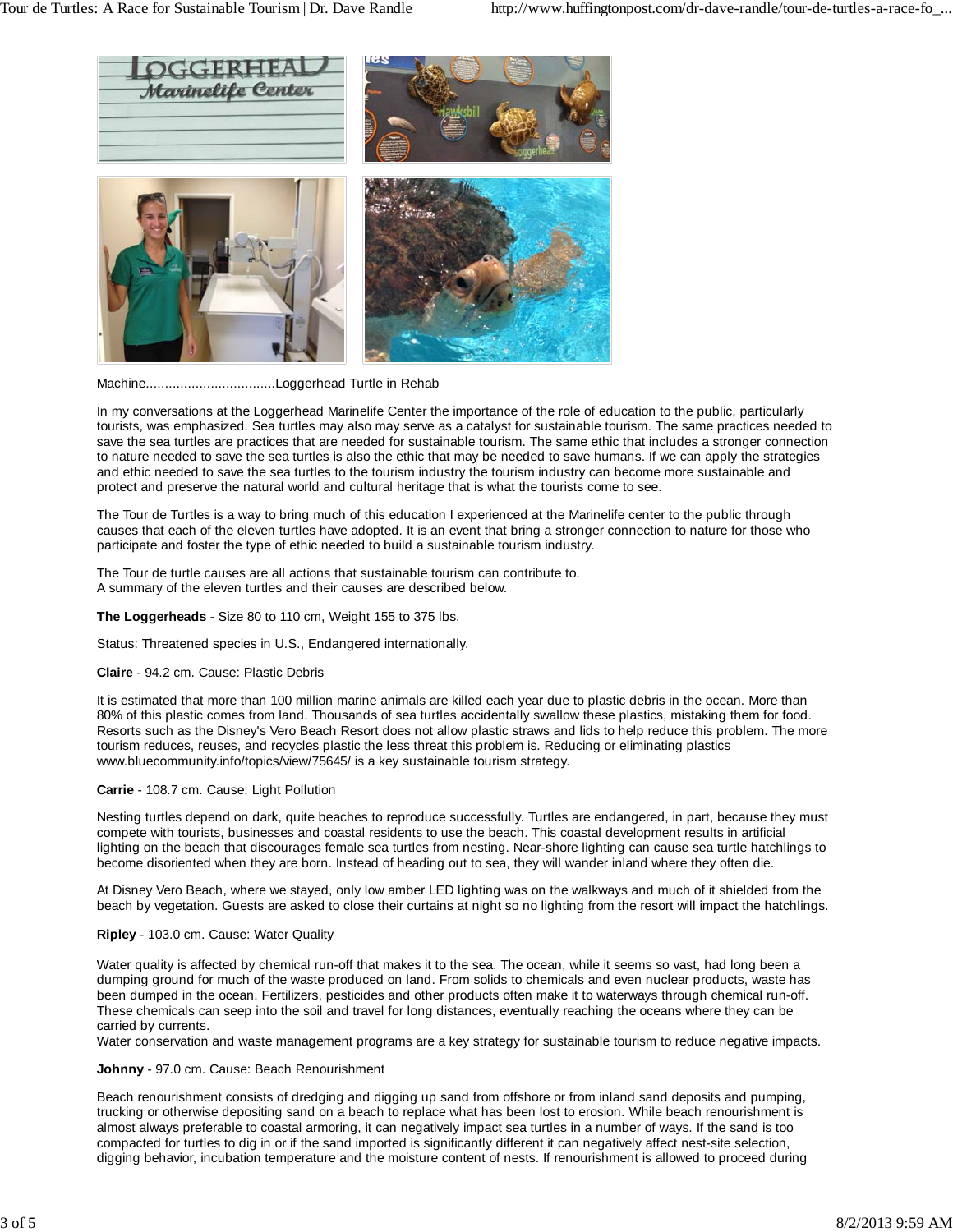Machine..................................Loggerhead Turtle in Rehab

In my conversations at the Loggerhead Marinelife Center the importance of the role of education to the public, particularly tourists, was emphasized. Sea turtles may also may serve as a catalyst for sustainable tourism. The same practices needed to save the sea turtles are practices that are needed for sustainable tourism. The same ethic that includes a stronger connection to nature needed to save the sea turtles is also the ethic that may be needed to save humans. If we can apply the strategies and ethic needed to save the sea turtles to the tourism industry the tourism industry can become more sustainable and protect and preserve the natural world and cultural heritage that is what the tourists come to see.

The Tour de Turtles is a way to bring much of this education I experienced at the Marinelife center to the public through causes that each of the eleven turtles have adopted. It is an event that bring a stronger connection to nature for those who participate and foster the type of ethic needed to build a sustainable tourism industry.

The Tour de turtle causes are all actions that sustainable tourism can contribute to.
A summary of the eleven turtles and their causes are described below.

**The Loggerheads** - Size 80 to 110 cm, Weight 155 to 375 lbs.

Status: Threatened species in U.S., Endangered internationally.

**Claire** - 94.2 cm. Cause: Plastic Debris

It is estimated that more than 100 million marine animals are killed each year due to plastic debris in the ocean. More than 80% of this plastic comes from land. Thousands of sea turtles accidentally swallow these plastics, mistaking them for food. Resorts such as the Disney's Vero Beach Resort does not allow plastic straws and lids to help reduce this problem. The more tourism reduces, reuses, and recycles plastic the less threat this problem is. Reducing or eliminating plastics www.bluecommunity.info/topics/view/75645/ is a key sustainable tourism strategy.

**Carrie** - 108.7 cm. Cause: Light Pollution

Nesting turtles depend on dark, quite beaches to reproduce successfully. Turtles are endangered, in part, because they must compete with tourists, businesses and coastal residents to use the beach. This coastal development results in artificial lighting on the beach that discourages female sea turtles from nesting. Near-shore lighting can cause sea turtle hatchlings to become disoriented when they are born. Instead of heading out to sea, they will wander inland where they often die.

At Disney Vero Beach, where we stayed, only low amber LED lighting was on the walkways and much of it shielded from the beach by vegetation. Guests are asked to close their curtains at night so no lighting from the resort will impact the hatchlings.

**Ripley** - 103.0 cm. Cause: Water Quality

Water quality is affected by chemical run-off that makes it to the sea. The ocean, while it seems so vast, had long been a dumping ground for much of the waste produced on land. From solids to chemicals and even nuclear products, waste has been dumped in the ocean. Fertilizers, pesticides and other products often make it to waterways through chemical run-off. These chemicals can seep into the soil and travel for long distances, eventually reaching the oceans where they can be carried by currents.
Water conservation and waste management programs are a key strategy for sustainable tourism to reduce negative impacts.

**Johnny** - 97.0 cm. Cause: Beach Renourishment

Beach renourishment consists of dredging and digging up sand from offshore or from inland sand deposits and pumping, trucking or otherwise depositing sand on a beach to replace what has been lost to erosion. While beach renourishment is almost always preferable to coastal armoring, it can negatively impact sea turtles in a number of ways. If the sand is too compacted for turtles to dig in or if the sand imported is significantly different it can negatively affect nest-site selection, digging behavior, incubation temperature and the moisture content of nests. If renourishment is allowed to proceed during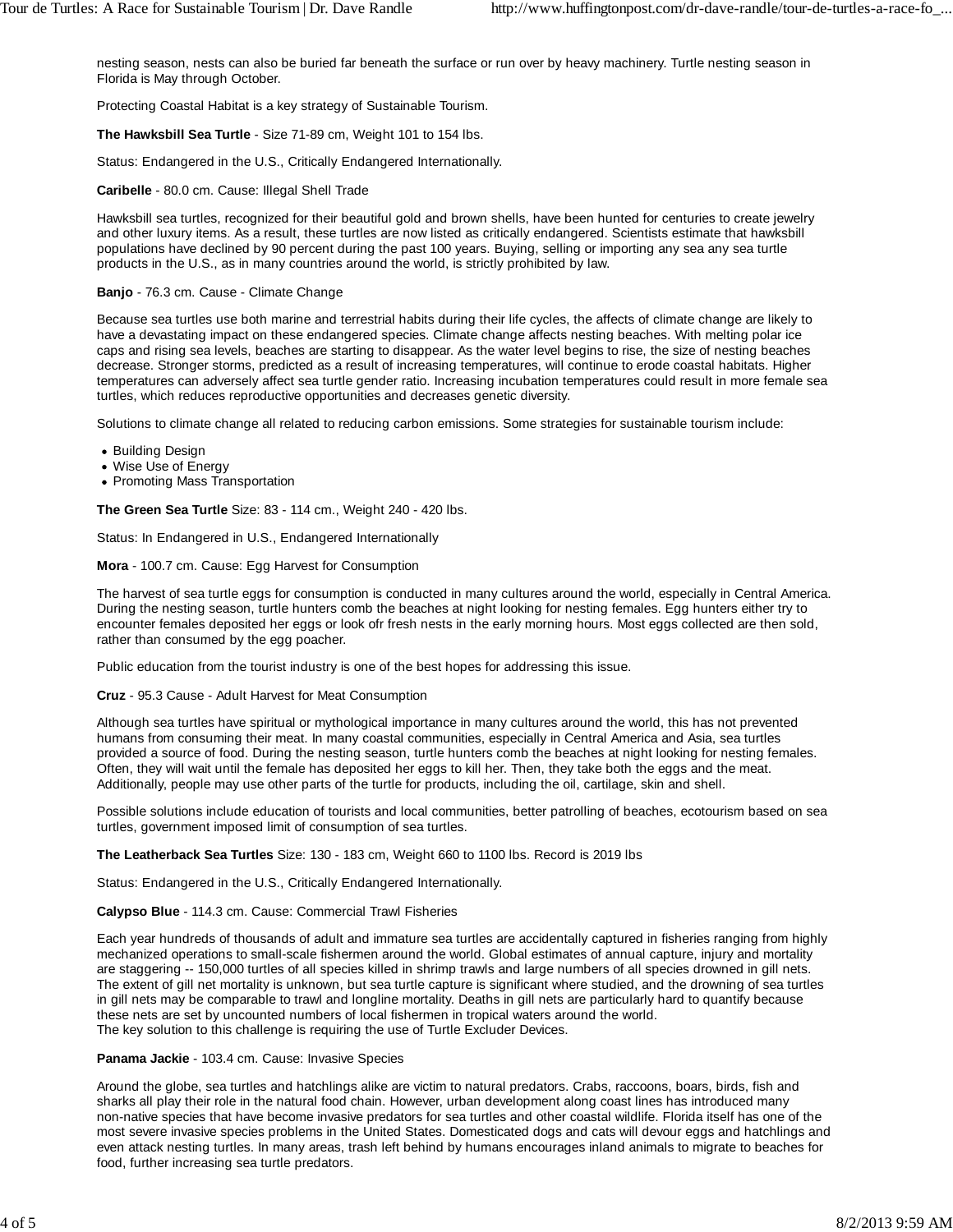nesting season, nests can also be buried far beneath the surface or run over by heavy machinery. Turtle nesting season in Florida is May through October.

Protecting Coastal Habitat is a key strategy of Sustainable Tourism.

**The Hawksbill Sea Turtle** - Size 71-89 cm, Weight 101 to 154 lbs.

Status: Endangered in the U.S., Critically Endangered Internationally.

**Caribelle** - 80.0 cm. Cause: Illegal Shell Trade

Hawksbill sea turtles, recognized for their beautiful gold and brown shells, have been hunted for centuries to create jewelry and other luxury items. As a result, these turtles are now listed as critically endangered. Scientists estimate that hawksbill populations have declined by 90 percent during the past 100 years. Buying, selling or importing any sea any sea turtle products in the U.S., as in many countries around the world, is strictly prohibited by law.

**Banjo** - 76.3 cm. Cause - Climate Change

Because sea turtles use both marine and terrestrial habits during their life cycles, the affects of climate change are likely to have a devastating impact on these endangered species. Climate change affects nesting beaches. With melting polar ice caps and rising sea levels, beaches are starting to disappear. As the water level begins to rise, the size of nesting beaches decrease. Stronger storms, predicted as a result of increasing temperatures, will continue to erode coastal habitats. Higher temperatures can adversely affect sea turtle gender ratio. Increasing incubation temperatures could result in more female sea turtles, which reduces reproductive opportunities and decreases genetic diversity.

Solutions to climate change all related to reducing carbon emissions. Some strategies for sustainable tourism include:

- Building Design
- Wise Use of Energy
- Promoting Mass Transportation

**The Green Sea Turtle** Size: 83 - 114 cm., Weight 240 - 420 lbs.

Status: In Endangered in U.S., Endangered Internationally

**Mora** - 100.7 cm. Cause: Egg Harvest for Consumption

The harvest of sea turtle eggs for consumption is conducted in many cultures around the world, especially in Central America. During the nesting season, turtle hunters comb the beaches at night looking for nesting females. Egg hunters either try to encounter females deposited her eggs or look ofr fresh nests in the early morning hours. Most eggs collected are then sold, rather than consumed by the egg poacher.

Public education from the tourist industry is one of the best hopes for addressing this issue.

**Cruz** - 95.3 Cause - Adult Harvest for Meat Consumption

Although sea turtles have spiritual or mythological importance in many cultures around the world, this has not prevented humans from consuming their meat. In many coastal communities, especially in Central America and Asia, sea turtles provided a source of food. During the nesting season, turtle hunters comb the beaches at night looking for nesting females. Often, they will wait until the female has deposited her eggs to kill her. Then, they take both the eggs and the meat. Additionally, people may use other parts of the turtle for products, including the oil, cartilage, skin and shell.

Possible solutions include education of tourists and local communities, better patrolling of beaches, ecotourism based on sea turtles, government imposed limit of consumption of sea turtles.

**The Leatherback Sea Turtles** Size: 130 - 183 cm, Weight 660 to 1100 lbs. Record is 2019 lbs

Status: Endangered in the U.S., Critically Endangered Internationally.

**Calypso Blue** - 114.3 cm. Cause: Commercial Trawl Fisheries

Each year hundreds of thousands of adult and immature sea turtles are accidentally captured in fisheries ranging from highly mechanized operations to small-scale fishermen around the world. Global estimates of annual capture, injury and mortality are staggering -- 150,000 turtles of all species killed in shrimp trawls and large numbers of all species drowned in gill nets. The extent of gill net mortality is unknown, but sea turtle capture is significant where studied, and the drowning of sea turtles in gill nets may be comparable to trawl and longline mortality. Deaths in gill nets are particularly hard to quantify because these nets are set by uncounted numbers of local fishermen in tropical waters around the world.
The key solution to this challenge is requiring the use of Turtle Excluder Devices.

**Panama Jackie** - 103.4 cm. Cause: Invasive Species

Around the globe, sea turtles and hatchlings alike are victim to natural predators. Crabs, raccoons, boars, birds, fish and sharks all play their role in the natural food chain. However, urban development along coast lines has introduced many non-native species that have become invasive predators for sea turtles and other coastal wildlife. Florida itself has one of the most severe invasive species problems in the United States. Domesticated dogs and cats will devour eggs and hatchlings and even attack nesting turtles. In many areas, trash left behind by humans encourages inland animals to migrate to beaches for food, further increasing sea turtle predators.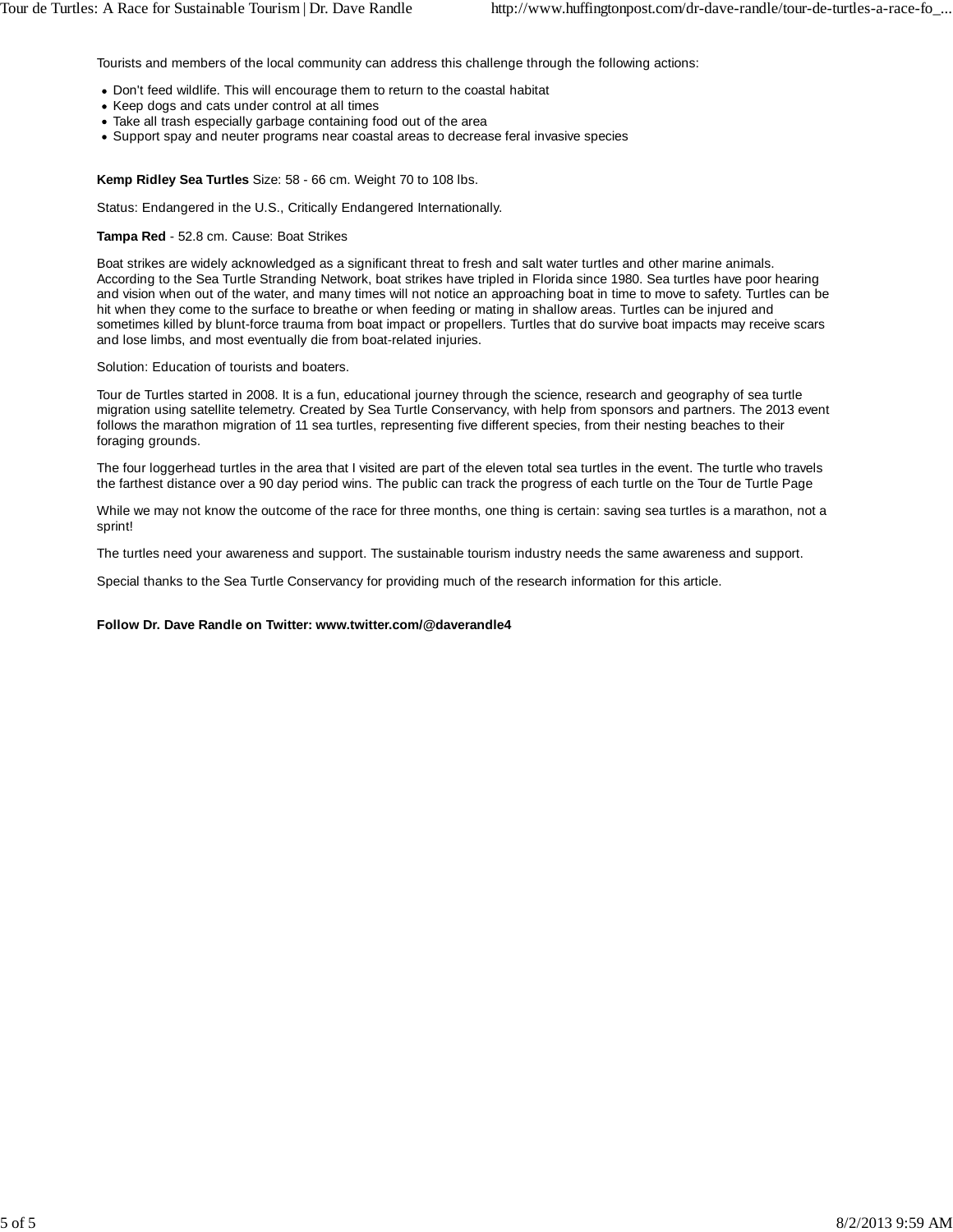Tourists and members of the local community can address this challenge through the following actions:

- Don't feed wildlife. This will encourage them to return to the coastal habitat
- Keep dogs and cats under control at all times
- Take all trash especially garbage containing food out of the area
- Support spay and neuter programs near coastal areas to decrease feral invasive species

**Kemp Ridley Sea Turtles** Size: 58 - 66 cm. Weight 70 to 108 lbs.

Status: Endangered in the U.S., Critically Endangered Internationally.

**Tampa Red** - 52.8 cm. Cause: Boat Strikes

Boat strikes are widely acknowledged as a significant threat to fresh and salt water turtles and other marine animals. According to the Sea Turtle Stranding Network, boat strikes have tripled in Florida since 1980. Sea turtles have poor hearing and vision when out of the water, and many times will not notice an approaching boat in time to move to safety. Turtles can be hit when they come to the surface to breathe or when feeding or mating in shallow areas. Turtles can be injured and sometimes killed by blunt-force trauma from boat impact or propellers. Turtles that do survive boat impacts may receive scars and lose limbs, and most eventually die from boat-related injuries.

Solution: Education of tourists and boaters.

Tour de Turtles started in 2008. It is a fun, educational journey through the science, research and geography of sea turtle migration using satellite telemetry. Created by Sea Turtle Conservancy, with help from sponsors and partners. The 2013 event follows the marathon migration of 11 sea turtles, representing five different species, from their nesting beaches to their foraging grounds.

The four loggerhead turtles in the area that I visited are part of the eleven total sea turtles in the event. The turtle who travels the farthest distance over a 90 day period wins. The public can track the progress of each turtle on the Tour de Turtle Page

While we may not know the outcome of the race for three months, one thing is certain: saving sea turtles is a marathon, not a sprint!

The turtles need your awareness and support. The sustainable tourism industry needs the same awareness and support.

Special thanks to the Sea Turtle Conservancy for providing much of the research information for this article.

**Follow Dr. Dave Randle on Twitter: www.twitter.com/@daverandle4**